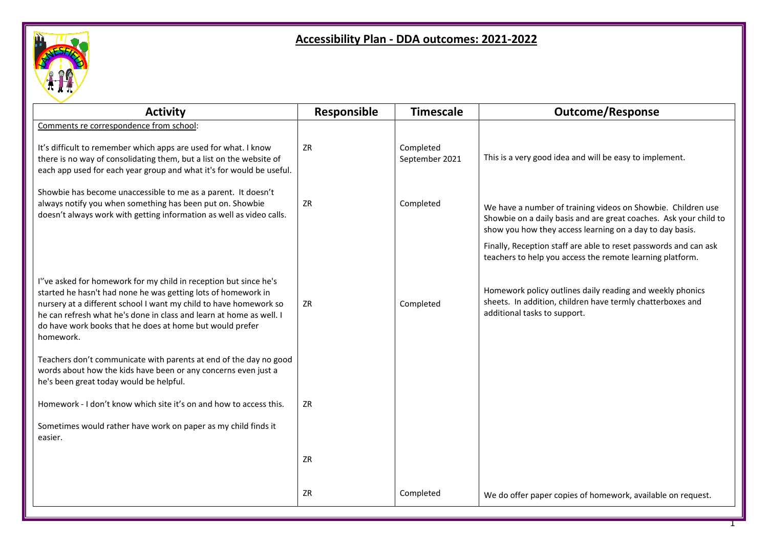# Accessibility Plan - DDA outcomes: 2021-2022

| Activity | Responsible | Timescale | Outcome/Response |
|---|---|---|---|
| Comments re correspondence from school: | | | |
| It's difficult to remember which apps are used for what. I know there is no way of consolidating them, but a list on the website of each app used for each year group and what it's for would be useful. | ZR | Completed September 2021 | This is a very good idea and will be easy to implement. |
| Showbie has become unaccessible to me as a parent. It doesn't always notify you when something has been put on. Showbie doesn't always work with getting information as well as video calls. | ZR | Completed | We have a number of training videos on Showbie. Children use Showbie on a daily basis and are great coaches. Ask your child to show you how they access learning on a day to day basis.<br><br>Finally, Reception staff are able to reset passwords and can ask teachers to help you access the remote learning platform. |
| I"ve asked for homework for my child in reception but since he's started he hasn't had none he was getting lots of homework in nursery at a different school I want my child to have homework so he can refresh what he's done in class and learn at home as well. I do have work books that he does at home but would prefer homework. | ZR | Completed | Homework policy outlines daily reading and weekly phonics sheets. In addition, children have termly chatterboxes and additional tasks to support. |
| Teachers don't communicate with parents at end of the day no good words about how the kids have been or any concerns even just a he's been great today would be helpful. | | | |
| Homework - I don't know which site it's on and how to access this. | ZR | | |
| Sometimes would rather have work on paper as my child finds it easier. | | | |
| | ZR | | |
| | ZR | Completed | We do offer paper copies of homework, available on request. |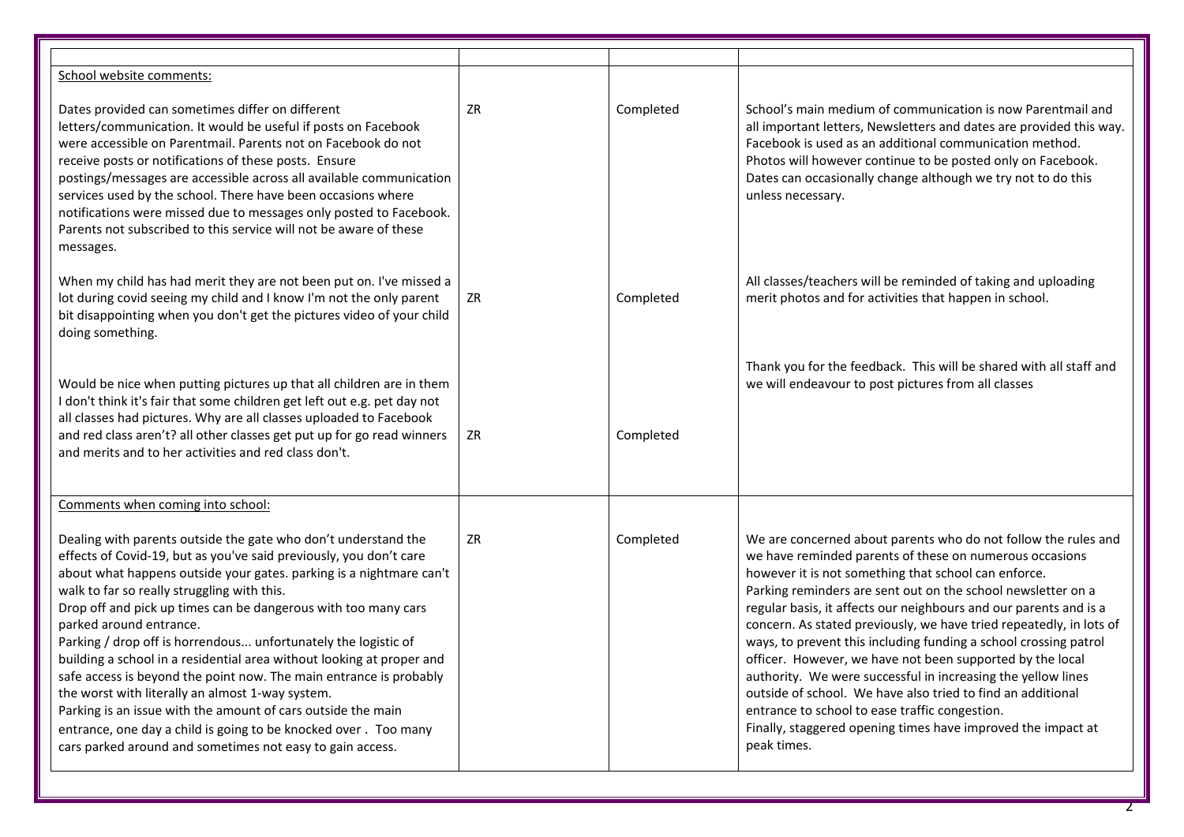| | | | |
|---|---|---|---|
| School website comments:<br><br>Dates provided can sometimes differ on different letters/communication. It would be useful if posts on Facebook were accessible on Parentmail. Parents not on Facebook do not receive posts or notifications of these posts. Ensure postings/messages are accessible across all available communication services used by the school. There have been occasions where notifications were missed due to messages only posted to Facebook. Parents not subscribed to this service will not be aware of these messages. | ZR | Completed | School's main medium of communication is now Parentmail and all important letters, Newsletters and dates are provided this way. Facebook is used as an additional communication method. Photos will however continue to be posted only on Facebook. Dates can occasionally change although we try not to do this unless necessary. |
| When my child has had merit they are not been put on. I've missed a lot during covid seeing my child and I know I'm not the only parent bit disappointing when you don't get the pictures video of your child doing something. | ZR | Completed | All classes/teachers will be reminded of taking and uploading merit photos and for activities that happen in school. |
| Would be nice when putting pictures up that all children are in them I don't think it's fair that some children get left out e.g. pet day not all classes had pictures. Why are all classes uploaded to Facebook and red class aren't? all other classes get put up for go read winners and merits and to her activities and red class don't. | ZR | Completed | Thank you for the feedback. This will be shared with all staff and we will endeavour to post pictures from all classes |
| Comments when coming into school:<br><br>Dealing with parents outside the gate who don't understand the effects of Covid-19, but as you've said previously, you don't care about what happens outside your gates. parking is a nightmare can't walk to far so really struggling with this.<br>Drop off and pick up times can be dangerous with too many cars parked around entrance.<br>Parking / drop off is horrendous... unfortunately the logistic of building a school in a residential area without looking at proper and safe access is beyond the point now. The main entrance is probably the worst with literally an almost 1-way system.<br>Parking is an issue with the amount of cars outside the main entrance, one day a child is going to be knocked over . Too many cars parked around and sometimes not easy to gain access. | ZR | Completed | We are concerned about parents who do not follow the rules and we have reminded parents of these on numerous occasions however it is not something that school can enforce.<br>Parking reminders are sent out on the school newsletter on a regular basis, it affects our neighbours and our parents and is a concern. As stated previously, we have tried repeatedly, in lots of ways, to prevent this including funding a school crossing patrol officer. However, we have not been supported by the local authority. We were successful in increasing the yellow lines outside of school. We have also tried to find an additional entrance to school to ease traffic congestion.<br>Finally, staggered opening times have improved the impact at peak times. |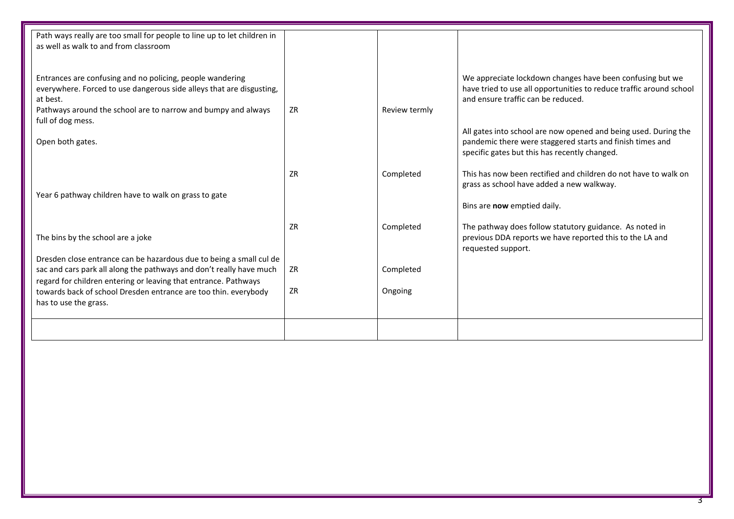| | | | |
|---|---|---|---|
| Path ways really are too small for people to line up to let children in as well as walk to and from classroom<br><br>Entrances are confusing and no policing, people wandering everywhere. Forced to use dangerous side alleys that are disgusting, at best.<br>Pathways around the school are to narrow and bumpy and always full of dog mess.<br><br>Open both gates.<br><br>Year 6 pathway children have to walk on grass to gate<br><br>The bins by the school are a joke<br><br>Dresden close entrance can be hazardous due to being a small cul de sac and cars park all along the pathways and don't really have much regard for children entering or leaving that entrance. Pathways towards back of school Dresden entrance are too thin. everybody has to use the grass. | ZR<br><br>ZR<br><br>ZR<br><br>ZR<br><br>ZR | Review termly<br><br>Completed<br><br>Completed<br><br>Completed<br><br>Ongoing | We appreciate lockdown changes have been confusing but we have tried to use all opportunities to reduce traffic around school and ensure traffic can be reduced.<br><br>All gates into school are now opened and being used. During the pandemic there were staggered starts and finish times and specific gates but this has recently changed.<br><br>This has now been rectified and children do not have to walk on grass as school have added a new walkway.<br><br>Bins are **now** emptied daily.<br><br>The pathway does follow statutory guidance. As noted in previous DDA reports we have reported this to the LA and requested support. |
| | | | |